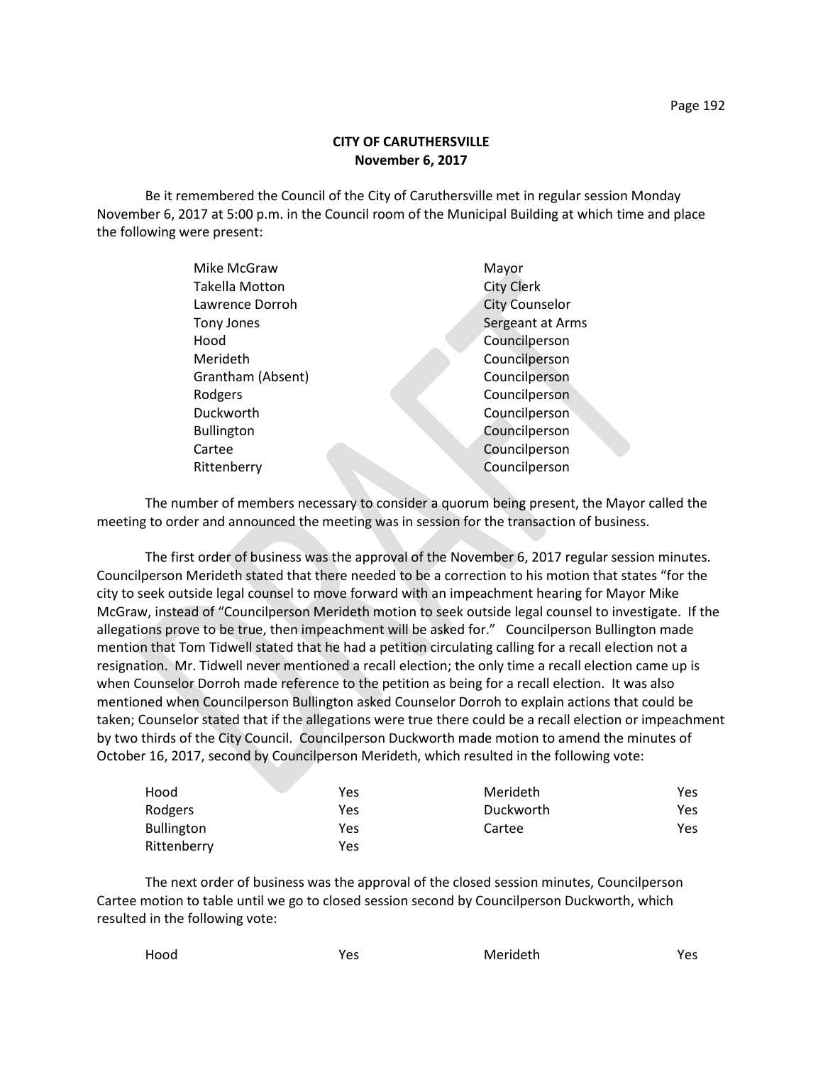**CITY OF CARUTHERSVILLE**
**November 6, 2017**

Be it remembered the Council of the City of Caruthersville met in regular session Monday November 6, 2017 at 5:00 p.m. in the Council room of the Municipal Building at which time and place the following were present:

| | |
|---|---|
| Mike McGraw | Mayor |
| Takella Motton | City Clerk |
| Lawrence Dorroh | City Counselor |
| Tony Jones | Sergeant at Arms |
| Hood | Councilperson |
| Merideth | Councilperson |
| Grantham (Absent) | Councilperson |
| Rodgers | Councilperson |
| Duckworth | Councilperson |
| Bullington | Councilperson |
| Cartee | Councilperson |
| Rittenberry | Councilperson |

The number of members necessary to consider a quorum being present, the Mayor called the meeting to order and announced the meeting was in session for the transaction of business.

The first order of business was the approval of the November 6, 2017 regular session minutes. Councilperson Merideth stated that there needed to be a correction to his motion that states "for the city to seek outside legal counsel to move forward with an impeachment hearing for Mayor Mike McGraw, instead of "Councilperson Merideth motion to seek outside legal counsel to investigate. If the allegations prove to be true, then impeachment will be asked for." Councilperson Bullington made mention that Tom Tidwell stated that he had a petition circulating calling for a recall election not a resignation. Mr. Tidwell never mentioned a recall election; the only time a recall election came up is when Counselor Dorroh made reference to the petition as being for a recall election. It was also mentioned when Councilperson Bullington asked Counselor Dorroh to explain actions that could be taken; Counselor stated that if the allegations were true there could be a recall election or impeachment by two thirds of the City Council. Councilperson Duckworth made motion to amend the minutes of October 16, 2017, second by Councilperson Merideth, which resulted in the following vote:

| | | | |
|---|---|---|---|
| Hood | Yes | Merideth | Yes |
| Rodgers | Yes | Duckworth | Yes |
| Bullington | Yes | Cartee | Yes |
| Rittenberry | Yes | | |

The next order of business was the approval of the closed session minutes, Councilperson Cartee motion to table until we go to closed session second by Councilperson Duckworth, which resulted in the following vote:

| | | | |
|---|---|---|---|
| Hood | Yes | Merideth | Yes |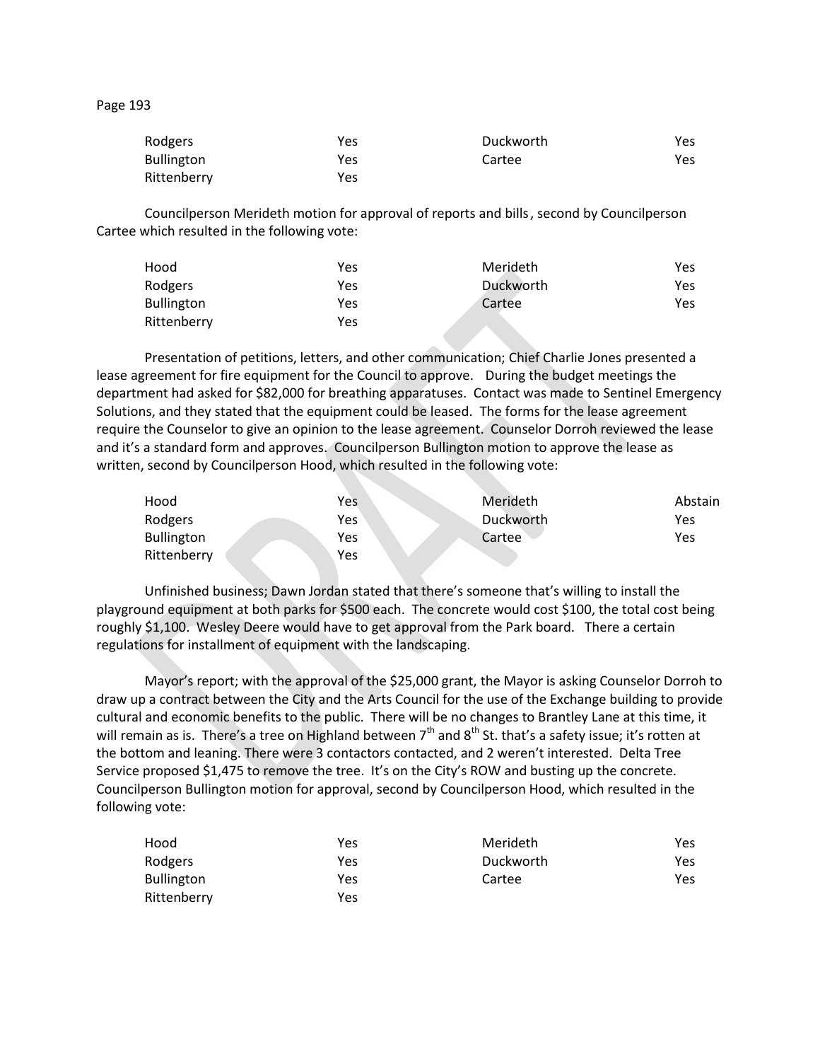| | | | |
|---|---|---|---|
| Rodgers | Yes | Duckworth | Yes |
| Bullington | Yes | Cartee | Yes |
| Rittenberry | Yes | | |

Councilperson Merideth motion for approval of reports and bills, second by Councilperson Cartee which resulted in the following vote:

| | | | |
|---|---|---|---|
| Hood | Yes | Merideth | Yes |
| Rodgers | Yes | Duckworth | Yes |
| Bullington | Yes | Cartee | Yes |
| Rittenberry | Yes | | |

Presentation of petitions, letters, and other communication; Chief Charlie Jones presented a lease agreement for fire equipment for the Council to approve. During the budget meetings the department had asked for $82,000 for breathing apparatuses. Contact was made to Sentinel Emergency Solutions, and they stated that the equipment could be leased. The forms for the lease agreement require the Counselor to give an opinion to the lease agreement. Counselor Dorroh reviewed the lease and it's a standard form and approves. Councilperson Bullington motion to approve the lease as written, second by Councilperson Hood, which resulted in the following vote:

| | | | |
|---|---|---|---|
| Hood | Yes | Merideth | Abstain |
| Rodgers | Yes | Duckworth | Yes |
| Bullington | Yes | Cartee | Yes |
| Rittenberry | Yes | | |

Unfinished business; Dawn Jordan stated that there's someone that's willing to install the playground equipment at both parks for $500 each. The concrete would cost $100, the total cost being roughly $1,100. Wesley Deere would have to get approval from the Park board. There a certain regulations for installment of equipment with the landscaping.

Mayor's report; with the approval of the $25,000 grant, the Mayor is asking Counselor Dorroh to draw up a contract between the City and the Arts Council for the use of the Exchange building to provide cultural and economic benefits to the public. There will be no changes to Brantley Lane at this time, it will remain as is. There's a tree on Highland between 7th and 8th St. that's a safety issue; it's rotten at the bottom and leaning. There were 3 contactors contacted, and 2 weren't interested. Delta Tree Service proposed $1,475 to remove the tree. It's on the City's ROW and busting up the concrete. Councilperson Bullington motion for approval, second by Councilperson Hood, which resulted in the following vote:

| | | | |
|---|---|---|---|
| Hood | Yes | Merideth | Yes |
| Rodgers | Yes | Duckworth | Yes |
| Bullington | Yes | Cartee | Yes |
| Rittenberry | Yes | | |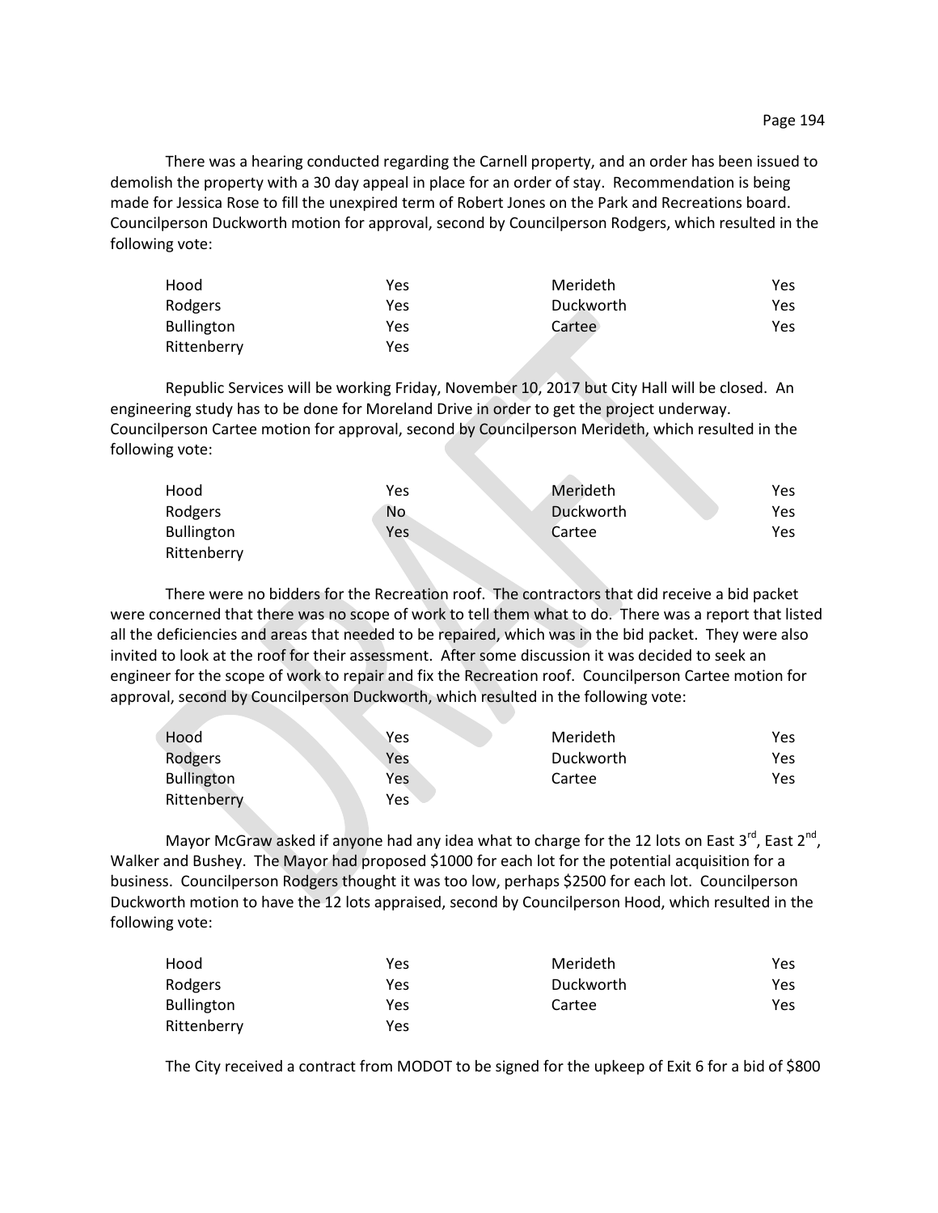There was a hearing conducted regarding the Carnell property, and an order has been issued to demolish the property with a 30 day appeal in place for an order of stay. Recommendation is being made for Jessica Rose to fill the unexpired term of Robert Jones on the Park and Recreations board. Councilperson Duckworth motion for approval, second by Councilperson Rodgers, which resulted in the following vote:

| | | | |
|---|---|---|---|
| Hood | Yes | Merideth | Yes |
| Rodgers | Yes | Duckworth | Yes |
| Bullington | Yes | Cartee | Yes |
| Rittenberry | Yes | | |

Republic Services will be working Friday, November 10, 2017 but City Hall will be closed. An engineering study has to be done for Moreland Drive in order to get the project underway. Councilperson Cartee motion for approval, second by Councilperson Merideth, which resulted in the following vote:

| | | | |
|---|---|---|---|
| Hood | Yes | Merideth | Yes |
| Rodgers | No | Duckworth | Yes |
| Bullington | Yes | Cartee | Yes |
| Rittenberry | | | |

There were no bidders for the Recreation roof. The contractors that did receive a bid packet were concerned that there was no scope of work to tell them what to do. There was a report that listed all the deficiencies and areas that needed to be repaired, which was in the bid packet. They were also invited to look at the roof for their assessment. After some discussion it was decided to seek an engineer for the scope of work to repair and fix the Recreation roof. Councilperson Cartee motion for approval, second by Councilperson Duckworth, which resulted in the following vote:

| | | | |
|---|---|---|---|
| Hood | Yes | Merideth | Yes |
| Rodgers | Yes | Duckworth | Yes |
| Bullington | Yes | Cartee | Yes |
| Rittenberry | Yes | | |

Mayor McGraw asked if anyone had any idea what to charge for the 12 lots on East 3rd, East 2nd, Walker and Bushey. The Mayor had proposed $1000 for each lot for the potential acquisition for a business. Councilperson Rodgers thought it was too low, perhaps $2500 for each lot. Councilperson Duckworth motion to have the 12 lots appraised, second by Councilperson Hood, which resulted in the following vote:

| | | | |
|---|---|---|---|
| Hood | Yes | Merideth | Yes |
| Rodgers | Yes | Duckworth | Yes |
| Bullington | Yes | Cartee | Yes |
| Rittenberry | Yes | | |

The City received a contract from MODOT to be signed for the upkeep of Exit 6 for a bid of $800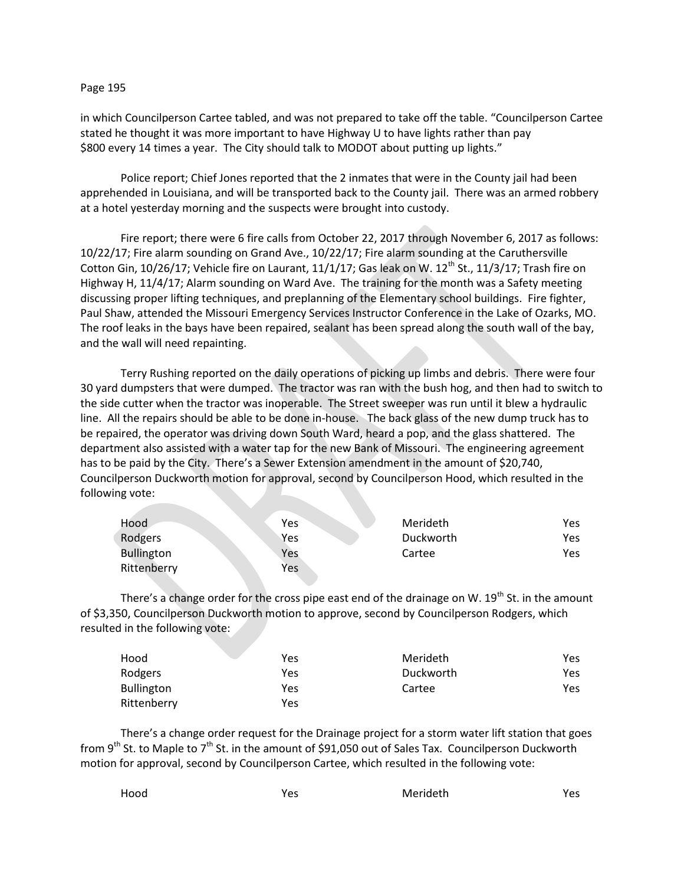in which Councilperson Cartee tabled, and was not prepared to take off the table. "Councilperson Cartee stated he thought it was more important to have Highway U to have lights rather than pay $800 every 14 times a year. The City should talk to MODOT about putting up lights."

Police report; Chief Jones reported that the 2 inmates that were in the County jail had been apprehended in Louisiana, and will be transported back to the County jail. There was an armed robbery at a hotel yesterday morning and the suspects were brought into custody.

Fire report; there were 6 fire calls from October 22, 2017 through November 6, 2017 as follows: 10/22/17; Fire alarm sounding on Grand Ave., 10/22/17; Fire alarm sounding at the Caruthersville Cotton Gin, 10/26/17; Vehicle fire on Laurant, 11/1/17; Gas leak on W. 12th St., 11/3/17; Trash fire on Highway H, 11/4/17; Alarm sounding on Ward Ave. The training for the month was a Safety meeting discussing proper lifting techniques, and preplanning of the Elementary school buildings. Fire fighter, Paul Shaw, attended the Missouri Emergency Services Instructor Conference in the Lake of Ozarks, MO. The roof leaks in the bays have been repaired, sealant has been spread along the south wall of the bay, and the wall will need repainting.

Terry Rushing reported on the daily operations of picking up limbs and debris. There were four 30 yard dumpsters that were dumped. The tractor was ran with the bush hog, and then had to switch to the side cutter when the tractor was inoperable. The Street sweeper was run until it blew a hydraulic line. All the repairs should be able to be done in-house. The back glass of the new dump truck has to be repaired, the operator was driving down South Ward, heard a pop, and the glass shattered. The department also assisted with a water tap for the new Bank of Missouri. The engineering agreement has to be paid by the City. There's a Sewer Extension amendment in the amount of $20,740, Councilperson Duckworth motion for approval, second by Councilperson Hood, which resulted in the following vote:

| | | | |
|---|---|---|---|
| Hood | Yes | Merideth | Yes |
| Rodgers | Yes | Duckworth | Yes |
| Bullington | Yes | Cartee | Yes |
| Rittenberry | Yes | | |

There's a change order for the cross pipe east end of the drainage on W. 19th St. in the amount of $3,350, Councilperson Duckworth motion to approve, second by Councilperson Rodgers, which resulted in the following vote:

| | | | |
|---|---|---|---|
| Hood | Yes | Merideth | Yes |
| Rodgers | Yes | Duckworth | Yes |
| Bullington | Yes | Cartee | Yes |
| Rittenberry | Yes | | |

There's a change order request for the Drainage project for a storm water lift station that goes from 9th St. to Maple to 7th St. in the amount of $91,050 out of Sales Tax. Councilperson Duckworth motion for approval, second by Councilperson Cartee, which resulted in the following vote:

| | | | |
|---|---|---|---|
| Hood | Yes | Merideth | Yes |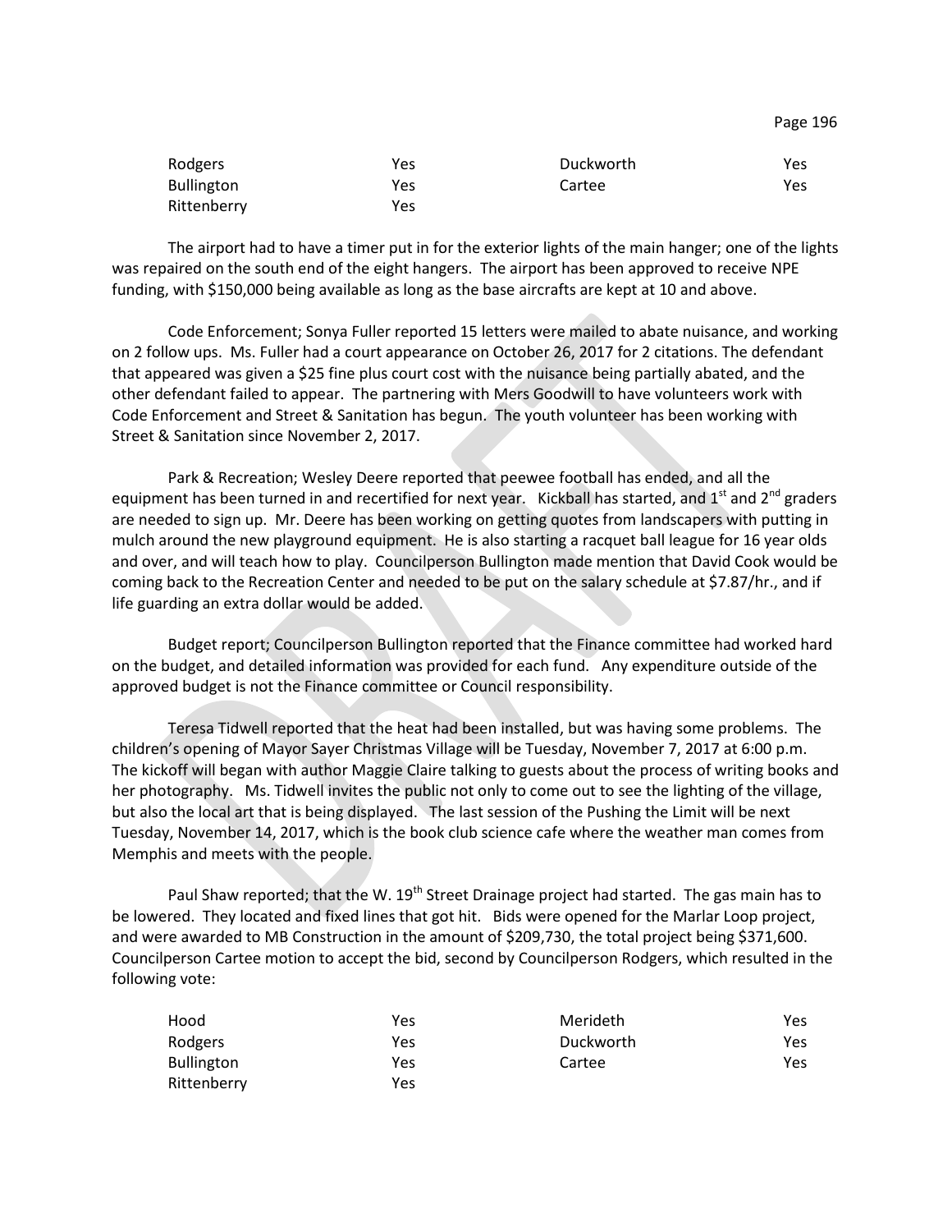| Rodgers | Yes | Duckworth | Yes |
|---|---|---|---|
| Bullington | Yes | Cartee | Yes |
| Rittenberry | Yes | | |

The airport had to have a timer put in for the exterior lights of the main hanger; one of the lights was repaired on the south end of the eight hangers. The airport has been approved to receive NPE funding, with $150,000 being available as long as the base aircrafts are kept at 10 and above.

Code Enforcement; Sonya Fuller reported 15 letters were mailed to abate nuisance, and working on 2 follow ups. Ms. Fuller had a court appearance on October 26, 2017 for 2 citations. The defendant that appeared was given a $25 fine plus court cost with the nuisance being partially abated, and the other defendant failed to appear. The partnering with Mers Goodwill to have volunteers work with Code Enforcement and Street & Sanitation has begun. The youth volunteer has been working with Street & Sanitation since November 2, 2017.

Park & Recreation; Wesley Deere reported that peewee football has ended, and all the equipment has been turned in and recertified for next year. Kickball has started, and 1st and 2nd graders are needed to sign up. Mr. Deere has been working on getting quotes from landscapers with putting in mulch around the new playground equipment. He is also starting a racquet ball league for 16 year olds and over, and will teach how to play. Councilperson Bullington made mention that David Cook would be coming back to the Recreation Center and needed to be put on the salary schedule at $7.87/hr., and if life guarding an extra dollar would be added.

Budget report; Councilperson Bullington reported that the Finance committee had worked hard on the budget, and detailed information was provided for each fund. Any expenditure outside of the approved budget is not the Finance committee or Council responsibility.

Teresa Tidwell reported that the heat had been installed, but was having some problems. The children's opening of Mayor Sayer Christmas Village will be Tuesday, November 7, 2017 at 6:00 p.m. The kickoff will began with author Maggie Claire talking to guests about the process of writing books and her photography. Ms. Tidwell invites the public not only to come out to see the lighting of the village, but also the local art that is being displayed. The last session of the Pushing the Limit will be next Tuesday, November 14, 2017, which is the book club science cafe where the weather man comes from Memphis and meets with the people.

Paul Shaw reported; that the W. 19th Street Drainage project had started. The gas main has to be lowered. They located and fixed lines that got hit. Bids were opened for the Marlar Loop project, and were awarded to MB Construction in the amount of $209,730, the total project being $371,600. Councilperson Cartee motion to accept the bid, second by Councilperson Rodgers, which resulted in the following vote:

| Hood | Yes | Merideth | Yes |
|---|---|---|---|
| Rodgers | Yes | Duckworth | Yes |
| Bullington | Yes | Cartee | Yes |
| Rittenberry | Yes | | |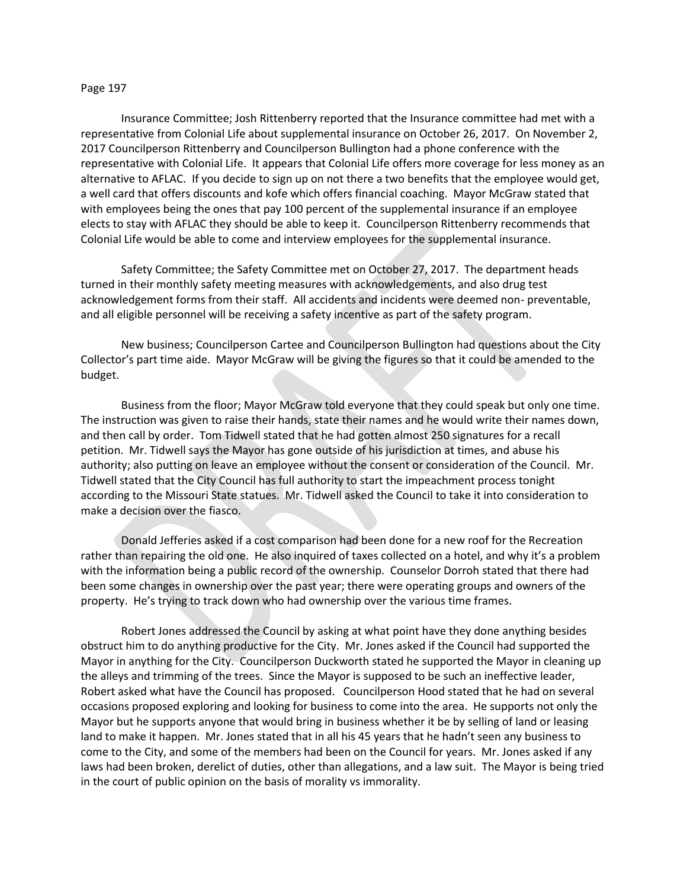Insurance Committee; Josh Rittenberry reported that the Insurance committee had met with a representative from Colonial Life about supplemental insurance on October 26, 2017. On November 2, 2017 Councilperson Rittenberry and Councilperson Bullington had a phone conference with the representative with Colonial Life. It appears that Colonial Life offers more coverage for less money as an alternative to AFLAC. If you decide to sign up on not there a two benefits that the employee would get, a well card that offers discounts and kofe which offers financial coaching. Mayor McGraw stated that with employees being the ones that pay 100 percent of the supplemental insurance if an employee elects to stay with AFLAC they should be able to keep it. Councilperson Rittenberry recommends that Colonial Life would be able to come and interview employees for the supplemental insurance.

Safety Committee; the Safety Committee met on October 27, 2017. The department heads turned in their monthly safety meeting measures with acknowledgements, and also drug test acknowledgement forms from their staff. All accidents and incidents were deemed non- preventable, and all eligible personnel will be receiving a safety incentive as part of the safety program.

New business; Councilperson Cartee and Councilperson Bullington had questions about the City Collector's part time aide. Mayor McGraw will be giving the figures so that it could be amended to the budget.

Business from the floor; Mayor McGraw told everyone that they could speak but only one time. The instruction was given to raise their hands, state their names and he would write their names down, and then call by order. Tom Tidwell stated that he had gotten almost 250 signatures for a recall petition. Mr. Tidwell says the Mayor has gone outside of his jurisdiction at times, and abuse his authority; also putting on leave an employee without the consent or consideration of the Council. Mr. Tidwell stated that the City Council has full authority to start the impeachment process tonight according to the Missouri State statues. Mr. Tidwell asked the Council to take it into consideration to make a decision over the fiasco.

Donald Jefferies asked if a cost comparison had been done for a new roof for the Recreation rather than repairing the old one. He also inquired of taxes collected on a hotel, and why it's a problem with the information being a public record of the ownership. Counselor Dorroh stated that there had been some changes in ownership over the past year; there were operating groups and owners of the property. He's trying to track down who had ownership over the various time frames.

Robert Jones addressed the Council by asking at what point have they done anything besides obstruct him to do anything productive for the City. Mr. Jones asked if the Council had supported the Mayor in anything for the City. Councilperson Duckworth stated he supported the Mayor in cleaning up the alleys and trimming of the trees. Since the Mayor is supposed to be such an ineffective leader, Robert asked what have the Council has proposed. Councilperson Hood stated that he had on several occasions proposed exploring and looking for business to come into the area. He supports not only the Mayor but he supports anyone that would bring in business whether it be by selling of land or leasing land to make it happen. Mr. Jones stated that in all his 45 years that he hadn't seen any business to come to the City, and some of the members had been on the Council for years. Mr. Jones asked if any laws had been broken, derelict of duties, other than allegations, and a law suit. The Mayor is being tried in the court of public opinion on the basis of morality vs immorality.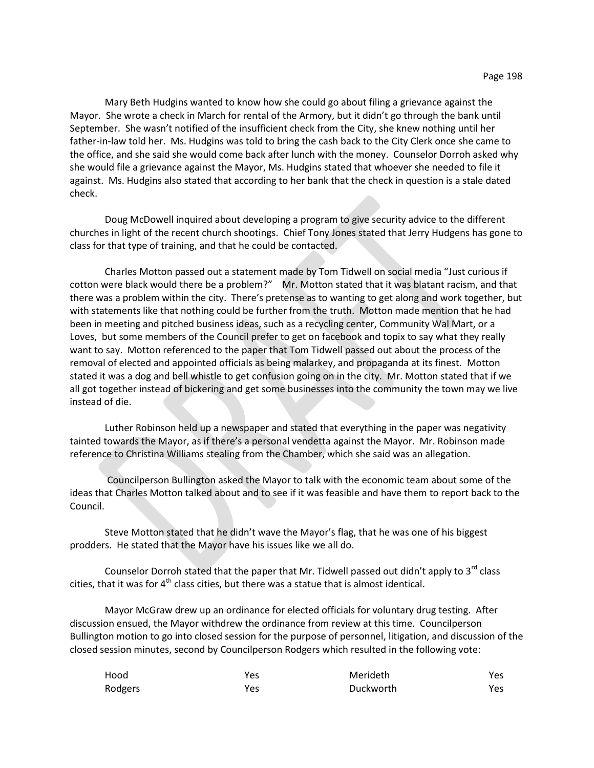Mary Beth Hudgins wanted to know how she could go about filing a grievance against the Mayor. She wrote a check in March for rental of the Armory, but it didn't go through the bank until September. She wasn't notified of the insufficient check from the City, she knew nothing until her father-in-law told her. Ms. Hudgins was told to bring the cash back to the City Clerk once she came to the office, and she said she would come back after lunch with the money. Counselor Dorroh asked why she would file a grievance against the Mayor, Ms. Hudgins stated that whoever she needed to file it against. Ms. Hudgins also stated that according to her bank that the check in question is a stale dated check.

Doug McDowell inquired about developing a program to give security advice to the different churches in light of the recent church shootings. Chief Tony Jones stated that Jerry Hudgens has gone to class for that type of training, and that he could be contacted.

Charles Motton passed out a statement made by Tom Tidwell on social media "Just curious if cotton were black would there be a problem?" Mr. Motton stated that it was blatant racism, and that there was a problem within the city. There's pretense as to wanting to get along and work together, but with statements like that nothing could be further from the truth. Motton made mention that he had been in meeting and pitched business ideas, such as a recycling center, Community Wal Mart, or a Loves, but some members of the Council prefer to get on facebook and topix to say what they really want to say. Motton referenced to the paper that Tom Tidwell passed out about the process of the removal of elected and appointed officials as being malarkey, and propaganda at its finest. Motton stated it was a dog and bell whistle to get confusion going on in the city. Mr. Motton stated that if we all got together instead of bickering and get some businesses into the community the town may we live instead of die.

Luther Robinson held up a newspaper and stated that everything in the paper was negativity tainted towards the Mayor, as if there's a personal vendetta against the Mayor. Mr. Robinson made reference to Christina Williams stealing from the Chamber, which she said was an allegation.

Councilperson Bullington asked the Mayor to talk with the economic team about some of the ideas that Charles Motton talked about and to see if it was feasible and have them to report back to the Council.

Steve Motton stated that he didn't wave the Mayor's flag, that he was one of his biggest prodders. He stated that the Mayor have his issues like we all do.

Counselor Dorroh stated that the paper that Mr. Tidwell passed out didn't apply to 3rd class cities, that it was for 4th class cities, but there was a statue that is almost identical.

Mayor McGraw drew up an ordinance for elected officials for voluntary drug testing. After discussion ensued, the Mayor withdrew the ordinance from review at this time. Councilperson Bullington motion to go into closed session for the purpose of personnel, litigation, and discussion of the closed session minutes, second by Councilperson Rodgers which resulted in the following vote:

| | | | |
|---|---|---|---|
| Hood | Yes | Merideth | Yes |
| Rodgers | Yes | Duckworth | Yes |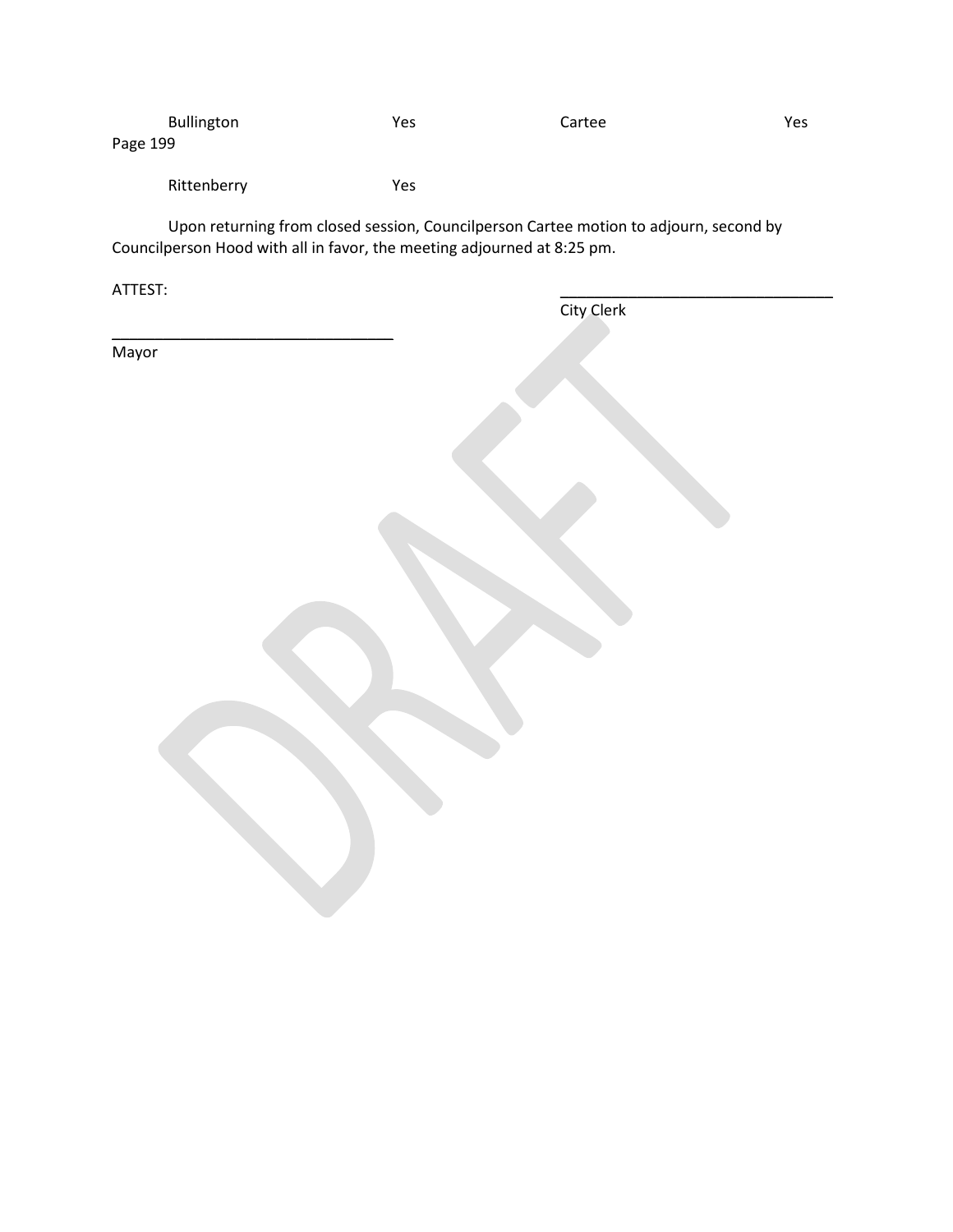| | | | |
|---|---|---|---|
| Bullington | Yes | Cartee | Yes |
| Rittenberry | Yes | | |

Upon returning from closed session, Councilperson Cartee motion to adjourn, second by Councilperson Hood with all in favor, the meeting adjourned at 8:25 pm.

ATTEST:

________________________________
City Clerk

________________________________
Mayor